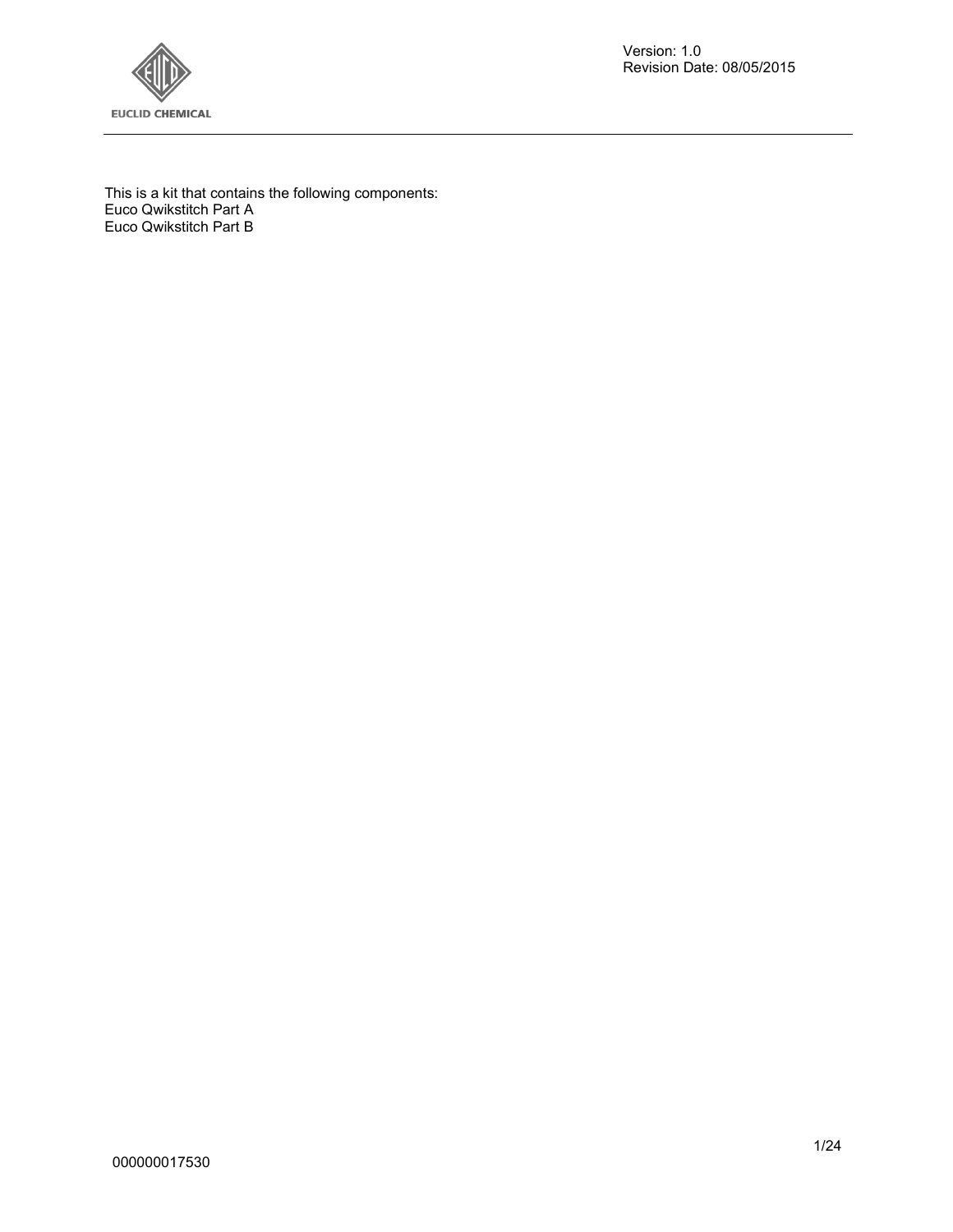This is a kit that contains the following components:
Euco Qwikstitch Part A
Euco Qwikstitch Part B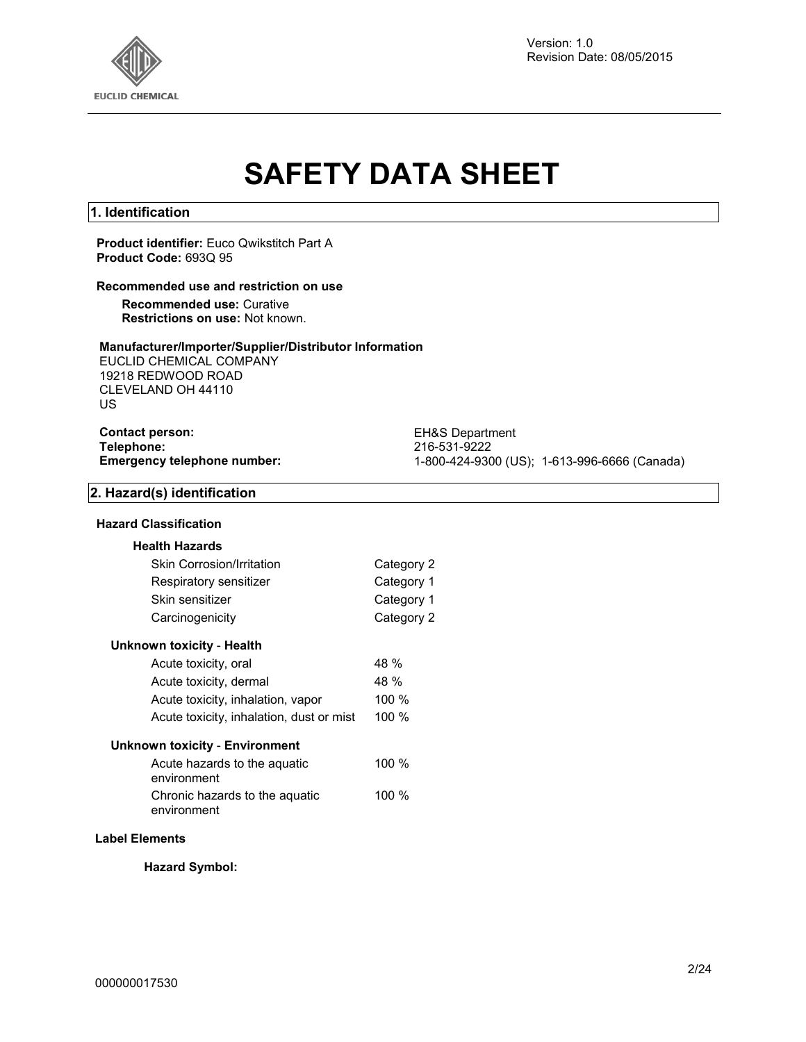Version: 1.0
Revision Date: 08/05/2015

# SAFETY DATA SHEET

## 1. Identification

**Product identifier:** Euco Qwikstitch Part A
**Product Code:** 693Q 95

**Recommended use and restriction on use**

**Recommended use:** Curative
**Restrictions on use:** Not known.

**Manufacturer/Importer/Supplier/Distributor Information**

EUCLID CHEMICAL COMPANY
19218 REDWOOD ROAD
CLEVELAND OH 44110
US

| | |
|---|---|
| **Contact person:** | EH&S Department |
| **Telephone:** | 216-531-9222 |
| **Emergency telephone number:** | 1-800-424-9300 (US); 1-613-996-6666 (Canada) |

## 2. Hazard(s) identification

**Hazard Classification**

**Health Hazards**

| | |
|---|---|
| Skin Corrosion/Irritation | Category 2 |
| Respiratory sensitizer | Category 1 |
| Skin sensitizer | Category 1 |
| Carcinogenicity | Category 2 |

**Unknown toxicity - Health**

| | |
|---|---|
| Acute toxicity, oral | 48 % |
| Acute toxicity, dermal | 48 % |
| Acute toxicity, inhalation, vapor | 100 % |
| Acute toxicity, inhalation, dust or mist | 100 % |

**Unknown toxicity - Environment**

| | |
|---|---|
| Acute hazards to the aquatic environment | 100 % |
| Chronic hazards to the aquatic environment | 100 % |

**Label Elements**

**Hazard Symbol:**

000000017530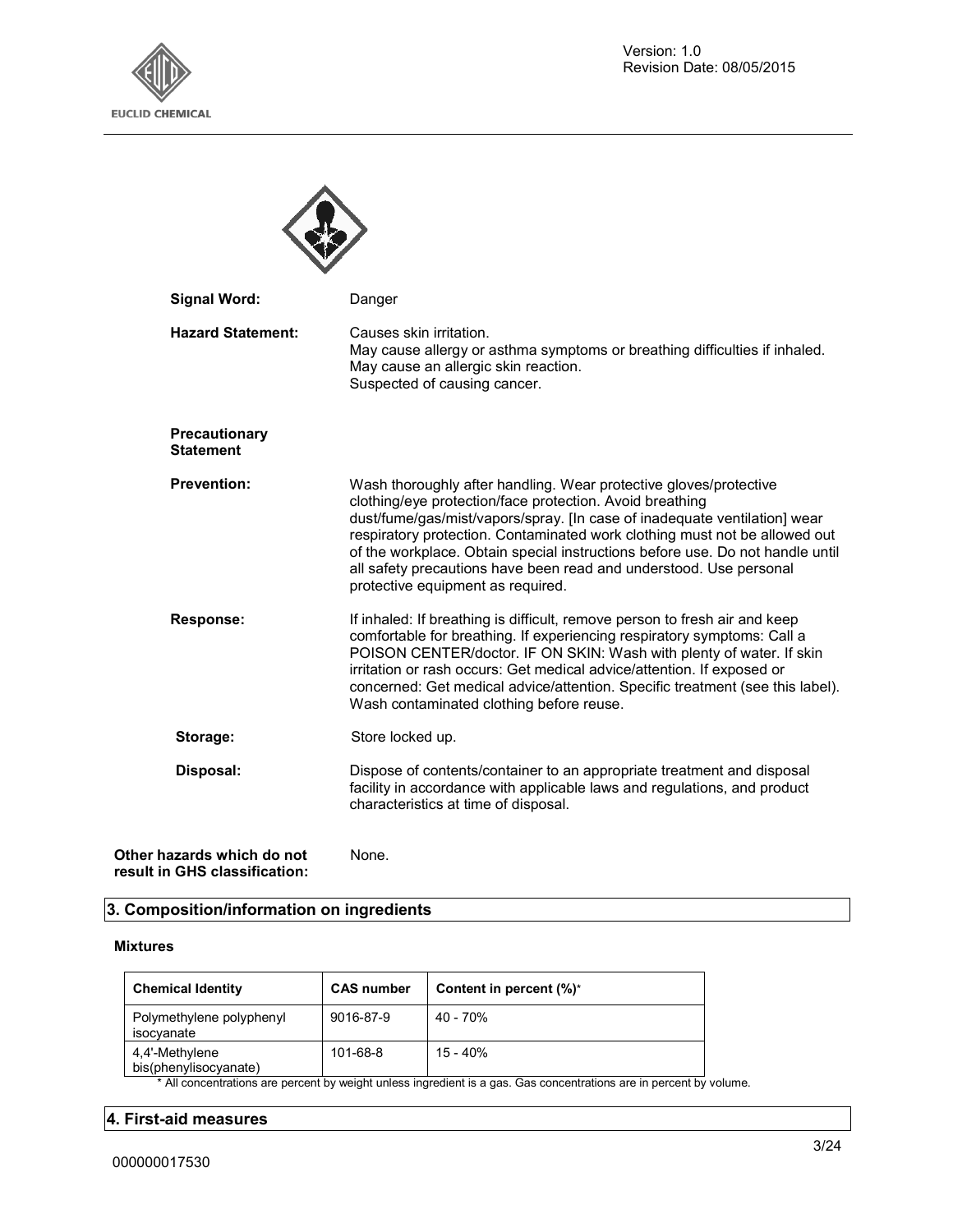**Signal Word:** Danger

**Hazard Statement:** Causes skin irritation.
May cause allergy or asthma symptoms or breathing difficulties if inhaled.
May cause an allergic skin reaction.
Suspected of causing cancer.

**Precautionary Statement**

**Prevention:** Wash thoroughly after handling. Wear protective gloves/protective clothing/eye protection/face protection. Avoid breathing dust/fume/gas/mist/vapors/spray. [In case of inadequate ventilation] wear respiratory protection. Contaminated work clothing must not be allowed out of the workplace. Obtain special instructions before use. Do not handle until all safety precautions have been read and understood. Use personal protective equipment as required.

**Response:** If inhaled: If breathing is difficult, remove person to fresh air and keep comfortable for breathing. If experiencing respiratory symptoms: Call a POISON CENTER/doctor. IF ON SKIN: Wash with plenty of water. If skin irritation or rash occurs: Get medical advice/attention. If exposed or concerned: Get medical advice/attention. Specific treatment (see this label). Wash contaminated clothing before reuse.

**Storage:** Store locked up.

**Disposal:** Dispose of contents/container to an appropriate treatment and disposal facility in accordance with applicable laws and regulations, and product characteristics at time of disposal.

**Other hazards which do not result in GHS classification:** None.

## 3. Composition/information on ingredients

### Mixtures

| Chemical Identity | CAS number | Content in percent (%)* |
|---|---|---|
| Polymethylene polyphenyl isocyanate | 9016-87-9 | 40 - 70% |
| 4,4'-Methylene bis(phenylisocyanate) | 101-68-8 | 15 - 40% |

\* All concentrations are percent by weight unless ingredient is a gas. Gas concentrations are in percent by volume.

## 4. First-aid measures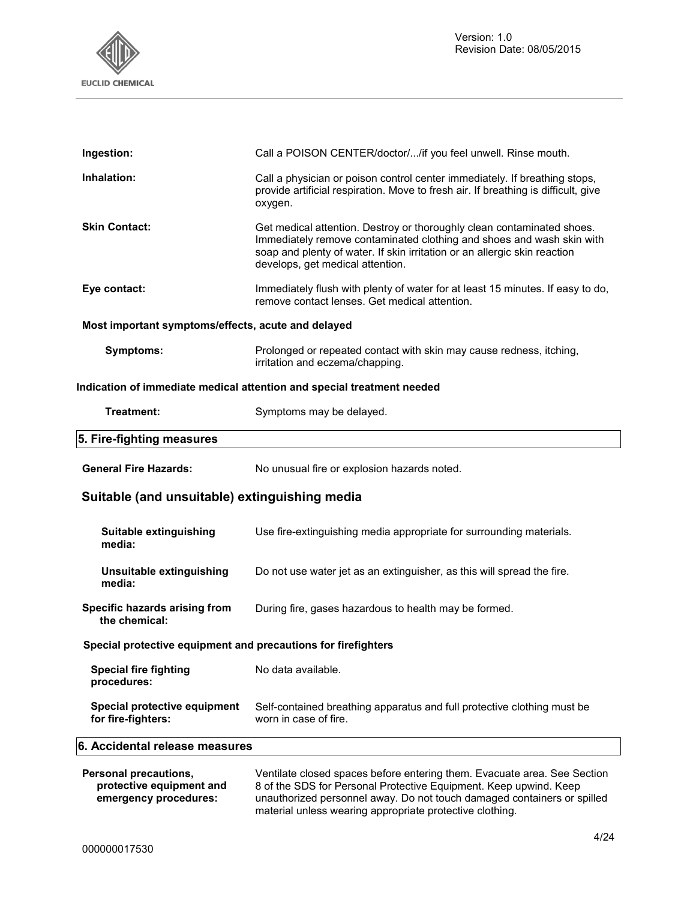**Ingestion:** Call a POISON CENTER/doctor/.../if you feel unwell. Rinse mouth.

**Inhalation:** Call a physician or poison control center immediately. If breathing stops, provide artificial respiration. Move to fresh air. If breathing is difficult, give oxygen.

**Skin Contact:** Get medical attention. Destroy or thoroughly clean contaminated shoes. Immediately remove contaminated clothing and shoes and wash skin with soap and plenty of water. If skin irritation or an allergic skin reaction develops, get medical attention.

**Eye contact:** Immediately flush with plenty of water for at least 15 minutes. If easy to do, remove contact lenses. Get medical attention.

**Most important symptoms/effects, acute and delayed**

**Symptoms:** Prolonged or repeated contact with skin may cause redness, itching, irritation and eczema/chapping.

**Indication of immediate medical attention and special treatment needed**

**Treatment:** Symptoms may be delayed.

## 5. Fire-fighting measures

**General Fire Hazards:** No unusual fire or explosion hazards noted.

### Suitable (and unsuitable) extinguishing media

**Suitable extinguishing media:** Use fire-extinguishing media appropriate for surrounding materials.

**Unsuitable extinguishing media:** Do not use water jet as an extinguisher, as this will spread the fire.

**Specific hazards arising from the chemical:** During fire, gases hazardous to health may be formed.

**Special protective equipment and precautions for firefighters**

**Special fire fighting procedures:** No data available.

**Special protective equipment for fire-fighters:** Self-contained breathing apparatus and full protective clothing must be worn in case of fire.

## 6. Accidental release measures

**Personal precautions, protective equipment and emergency procedures:** Ventilate closed spaces before entering them. Evacuate area. See Section 8 of the SDS for Personal Protective Equipment. Keep upwind. Keep unauthorized personnel away. Do not touch damaged containers or spilled material unless wearing appropriate protective clothing.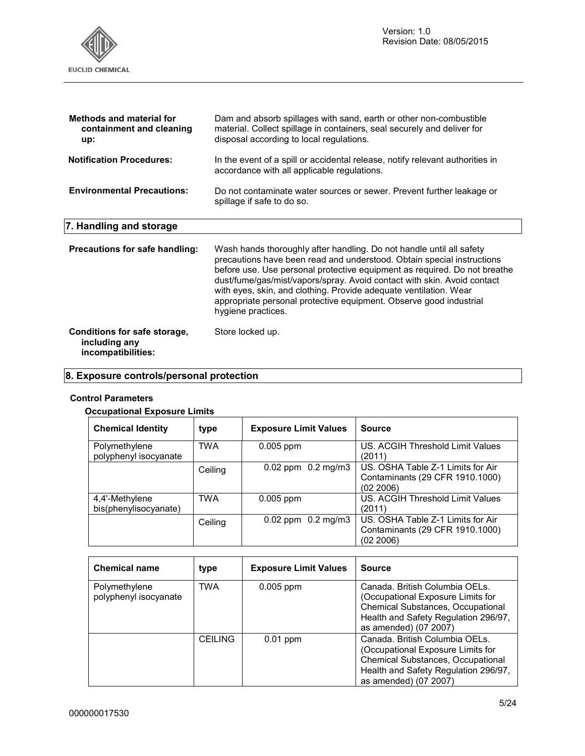**Methods and material for containment and cleaning up:** Dam and absorb spillages with sand, earth or other non-combustible material. Collect spillage in containers, seal securely and deliver for disposal according to local regulations.

**Notification Procedures:** In the event of a spill or accidental release, notify relevant authorities in accordance with all applicable regulations.

**Environmental Precautions:** Do not contaminate water sources or sewer. Prevent further leakage or spillage if safe to do so.

## 7. Handling and storage

**Precautions for safe handling:** Wash hands thoroughly after handling. Do not handle until all safety precautions have been read and understood. Obtain special instructions before use. Use personal protective equipment as required. Do not breathe dust/fume/gas/mist/vapors/spray. Avoid contact with skin. Avoid contact with eyes, skin, and clothing. Provide adequate ventilation. Wear appropriate personal protective equipment. Observe good industrial hygiene practices.

**Conditions for safe storage, including any incompatibilities:** Store locked up.

## 8. Exposure controls/personal protection

### Control Parameters

#### Occupational Exposure Limits

| Chemical Identity | type | Exposure Limit Values | Source |
|---|---|---|---|
| Polymethylene polyphenyl isocyanate | TWA | 0.005 ppm | US. ACGIH Threshold Limit Values (2011) |
| | Ceiling | 0.02 ppm 0.2 mg/m3 | US. OSHA Table Z-1 Limits for Air Contaminants (29 CFR 1910.1000) (02 2006) |
| 4,4'-Methylene bis(phenylisocyanate) | TWA | 0.005 ppm | US. ACGIH Threshold Limit Values (2011) |
| | Ceiling | 0.02 ppm 0.2 mg/m3 | US. OSHA Table Z-1 Limits for Air Contaminants (29 CFR 1910.1000) (02 2006) |

| Chemical name | type | Exposure Limit Values | Source |
|---|---|---|---|
| Polymethylene polyphenyl isocyanate | TWA | 0.005 ppm | Canada. British Columbia OELs. (Occupational Exposure Limits for Chemical Substances, Occupational Health and Safety Regulation 296/97, as amended) (07 2007) |
| | CEILING | 0.01 ppm | Canada. British Columbia OELs. (Occupational Exposure Limits for Chemical Substances, Occupational Health and Safety Regulation 296/97, as amended) (07 2007) |

000000017530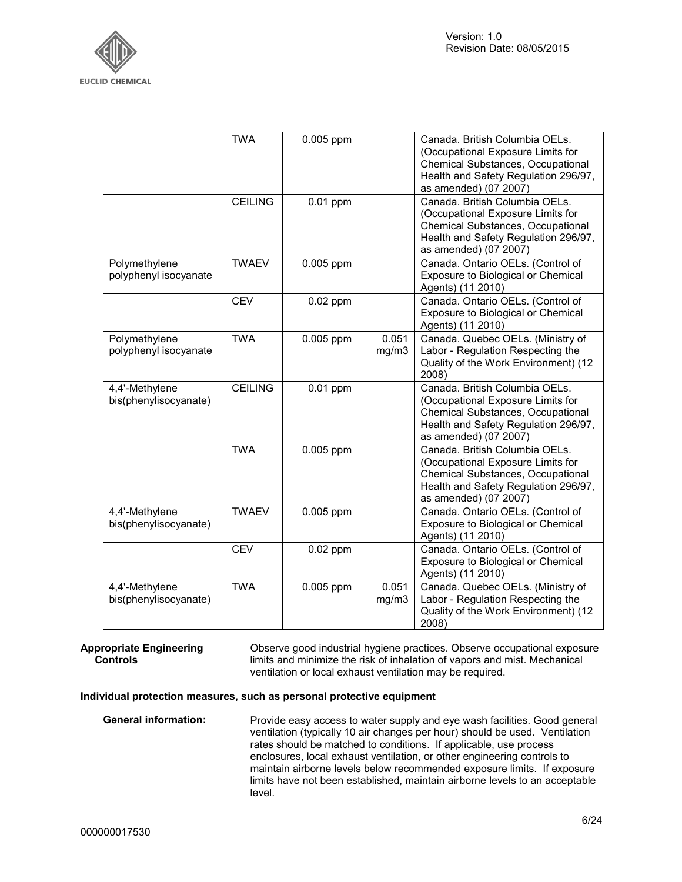| | | | | |
|---|---|---|---|---|
| | TWA | 0.005 ppm | | Canada. British Columbia OELs. (Occupational Exposure Limits for Chemical Substances, Occupational Health and Safety Regulation 296/97, as amended) (07 2007) |
| | CEILING | 0.01 ppm | | Canada. British Columbia OELs. (Occupational Exposure Limits for Chemical Substances, Occupational Health and Safety Regulation 296/97, as amended) (07 2007) |
| Polymethylene polyphenyl isocyanate | TWAEV | 0.005 ppm | | Canada. Ontario OELs. (Control of Exposure to Biological or Chemical Agents) (11 2010) |
| | CEV | 0.02 ppm | | Canada. Ontario OELs. (Control of Exposure to Biological or Chemical Agents) (11 2010) |
| Polymethylene polyphenyl isocyanate | TWA | 0.005 ppm | 0.051 mg/m3 | Canada. Quebec OELs. (Ministry of Labor - Regulation Respecting the Quality of the Work Environment) (12 2008) |
| 4,4'-Methylene bis(phenylisocyanate) | CEILING | 0.01 ppm | | Canada. British Columbia OELs. (Occupational Exposure Limits for Chemical Substances, Occupational Health and Safety Regulation 296/97, as amended) (07 2007) |
| | TWA | 0.005 ppm | | Canada. British Columbia OELs. (Occupational Exposure Limits for Chemical Substances, Occupational Health and Safety Regulation 296/97, as amended) (07 2007) |
| 4,4'-Methylene bis(phenylisocyanate) | TWAEV | 0.005 ppm | | Canada. Ontario OELs. (Control of Exposure to Biological or Chemical Agents) (11 2010) |
| | CEV | 0.02 ppm | | Canada. Ontario OELs. (Control of Exposure to Biological or Chemical Agents) (11 2010) |
| 4,4'-Methylene bis(phenylisocyanate) | TWA | 0.005 ppm | 0.051 mg/m3 | Canada. Quebec OELs. (Ministry of Labor - Regulation Respecting the Quality of the Work Environment) (12 2008) |

**Appropriate Engineering Controls**

Observe good industrial hygiene practices. Observe occupational exposure limits and minimize the risk of inhalation of vapors and mist. Mechanical ventilation or local exhaust ventilation may be required.

**Individual protection measures, such as personal protective equipment**

**General information:**

Provide easy access to water supply and eye wash facilities. Good general ventilation (typically 10 air changes per hour) should be used. Ventilation rates should be matched to conditions. If applicable, use process enclosures, local exhaust ventilation, or other engineering controls to maintain airborne levels below recommended exposure limits. If exposure limits have not been established, maintain airborne levels to an acceptable level.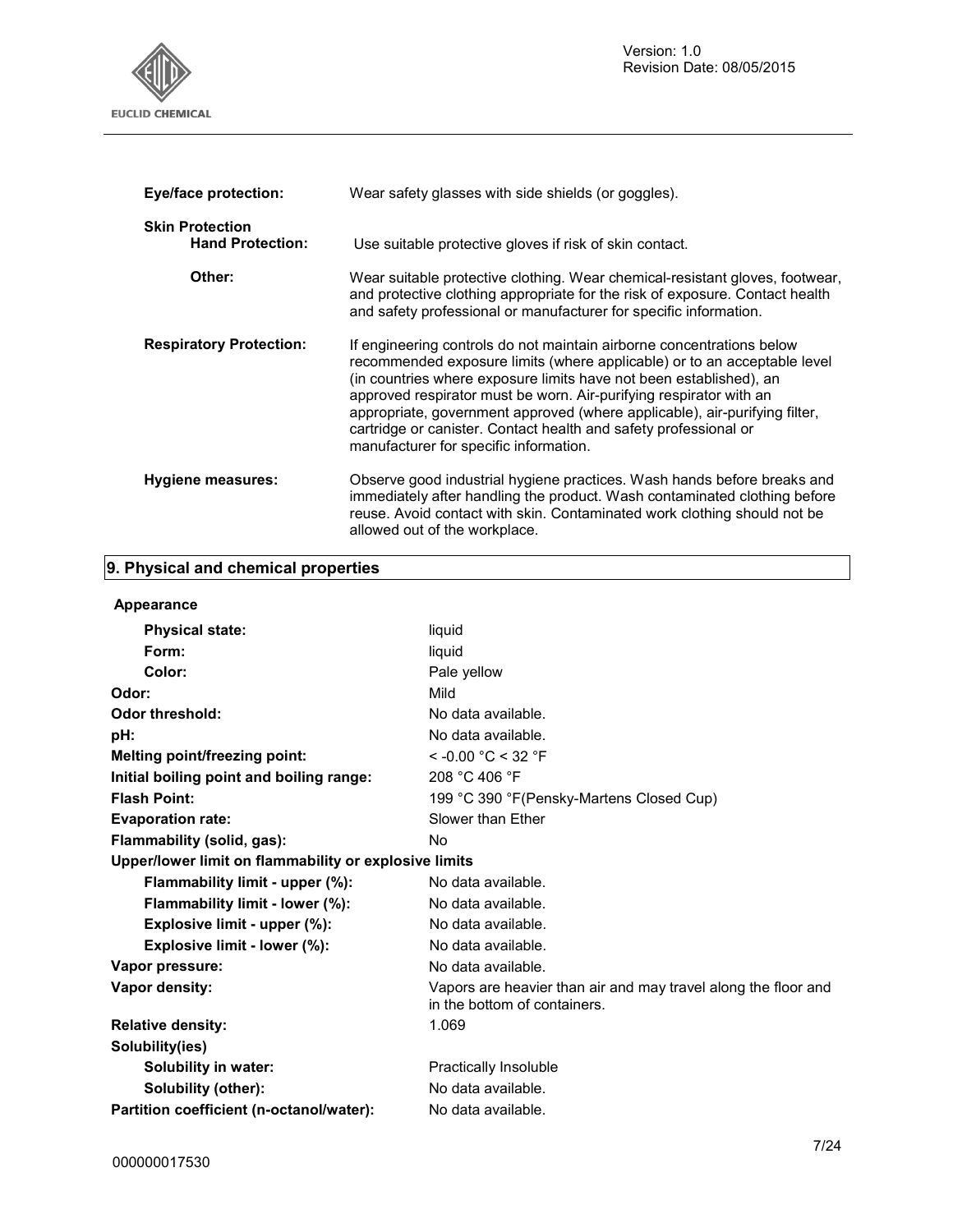| | |
|---|---|
| **Eye/face protection:** | Wear safety glasses with side shields (or goggles). |
| **Skin Protection** | |
| **Hand Protection:** | Use suitable protective gloves if risk of skin contact. |
| **Other:** | Wear suitable protective clothing. Wear chemical-resistant gloves, footwear, and protective clothing appropriate for the risk of exposure. Contact health and safety professional or manufacturer for specific information. |
| **Respiratory Protection:** | If engineering controls do not maintain airborne concentrations below recommended exposure limits (where applicable) or to an acceptable level (in countries where exposure limits have not been established), an approved respirator must be worn. Air-purifying respirator with an appropriate, government approved (where applicable), air-purifying filter, cartridge or canister. Contact health and safety professional or manufacturer for specific information. |
| **Hygiene measures:** | Observe good industrial hygiene practices. Wash hands before breaks and immediately after handling the product. Wash contaminated clothing before reuse. Avoid contact with skin. Contaminated work clothing should not be allowed out of the workplace. |

## 9. Physical and chemical properties

| | |
|---|---|
| **Appearance** | |
| **Physical state:** | liquid |
| **Form:** | liquid |
| **Color:** | Pale yellow |
| **Odor:** | Mild |
| **Odor threshold:** | No data available. |
| **pH:** | No data available. |
| **Melting point/freezing point:** | < -0.00 °C < 32 °F |
| **Initial boiling point and boiling range:** | 208 °C 406 °F |
| **Flash Point:** | 199 °C 390 °F(Pensky-Martens Closed Cup) |
| **Evaporation rate:** | Slower than Ether |
| **Flammability (solid, gas):** | No |
| **Upper/lower limit on flammability or explosive limits** | |
| **Flammability limit - upper (%):** | No data available. |
| **Flammability limit - lower (%):** | No data available. |
| **Explosive limit - upper (%):** | No data available. |
| **Explosive limit - lower (%):** | No data available. |
| **Vapor pressure:** | No data available. |
| **Vapor density:** | Vapors are heavier than air and may travel along the floor and in the bottom of containers. |
| **Relative density:** | 1.069 |
| **Solubility(ies)** | |
| **Solubility in water:** | Practically Insoluble |
| **Solubility (other):** | No data available. |
| **Partition coefficient (n-octanol/water):** | No data available. |

000000017530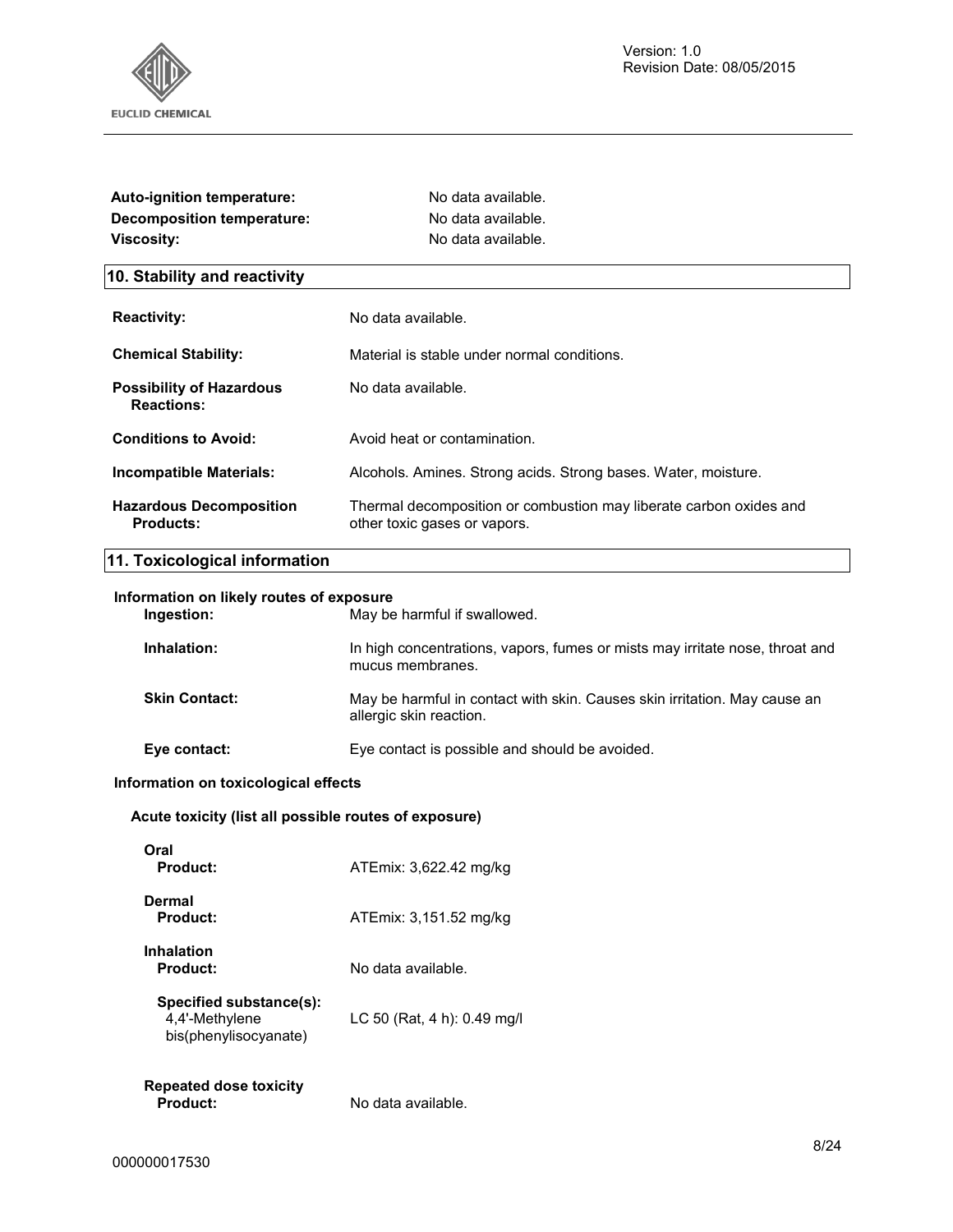| | |
|---|---|
| **Auto-ignition temperature:** | No data available. |
| **Decomposition temperature:** | No data available. |
| **Viscosity:** | No data available. |

## 10. Stability and reactivity

| | |
|---|---|
| **Reactivity:** | No data available. |
| **Chemical Stability:** | Material is stable under normal conditions. |
| **Possibility of Hazardous Reactions:** | No data available. |
| **Conditions to Avoid:** | Avoid heat or contamination. |
| **Incompatible Materials:** | Alcohols. Amines. Strong acids. Strong bases. Water, moisture. |
| **Hazardous Decomposition Products:** | Thermal decomposition or combustion may liberate carbon oxides and other toxic gases or vapors. |

## 11. Toxicological information

**Information on likely routes of exposure**

| | |
|---|---|
| **Ingestion:** | May be harmful if swallowed. |
| **Inhalation:** | In high concentrations, vapors, fumes or mists may irritate nose, throat and mucus membranes. |
| **Skin Contact:** | May be harmful in contact with skin. Causes skin irritation. May cause an allergic skin reaction. |
| **Eye contact:** | Eye contact is possible and should be avoided. |

**Information on toxicological effects**

**Acute toxicity (list all possible routes of exposure)**

**Oral**

| | |
|---|---|
| **Product:** | ATEmix: 3,622.42 mg/kg |

**Dermal**

| | |
|---|---|
| **Product:** | ATEmix: 3,151.52 mg/kg |

**Inhalation**

| | |
|---|---|
| **Product:** | No data available. |
| **Specified substance(s):** 4,4'-Methylene bis(phenylisocyanate) | LC 50 (Rat, 4 h): 0.49 mg/l |

**Repeated dose toxicity**

| | |
|---|---|
| **Product:** | No data available. |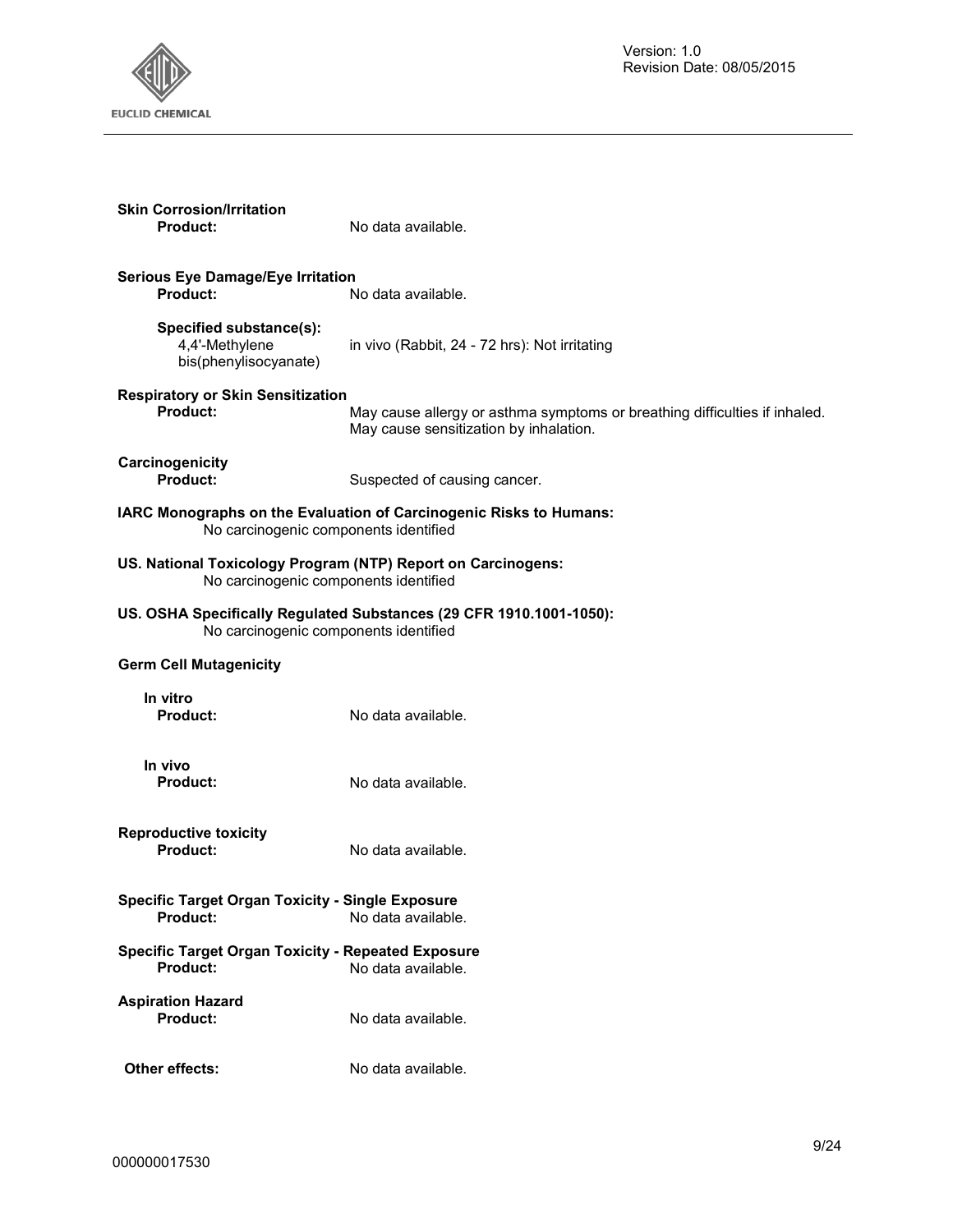**Skin Corrosion/Irritation**

**Product:** No data available.

**Serious Eye Damage/Eye Irritation**

**Product:** No data available.

**Specified substance(s):**

4,4'-Methylene bis(phenylisocyanate) in vivo (Rabbit, 24 - 72 hrs): Not irritating

**Respiratory or Skin Sensitization**

**Product:** May cause allergy or asthma symptoms or breathing difficulties if inhaled. May cause sensitization by inhalation.

**Carcinogenicity**

**Product:** Suspected of causing cancer.

**IARC Monographs on the Evaluation of Carcinogenic Risks to Humans:**

No carcinogenic components identified

**US. National Toxicology Program (NTP) Report on Carcinogens:**

No carcinogenic components identified

**US. OSHA Specifically Regulated Substances (29 CFR 1910.1001-1050):**

No carcinogenic components identified

**Germ Cell Mutagenicity**

**In vitro**

**Product:** No data available.

**In vivo**

**Product:** No data available.

**Reproductive toxicity**

**Product:** No data available.

**Specific Target Organ Toxicity - Single Exposure**

**Product:** No data available.

**Specific Target Organ Toxicity - Repeated Exposure**

**Product:** No data available.

**Aspiration Hazard**

**Product:** No data available.

**Other effects:** No data available.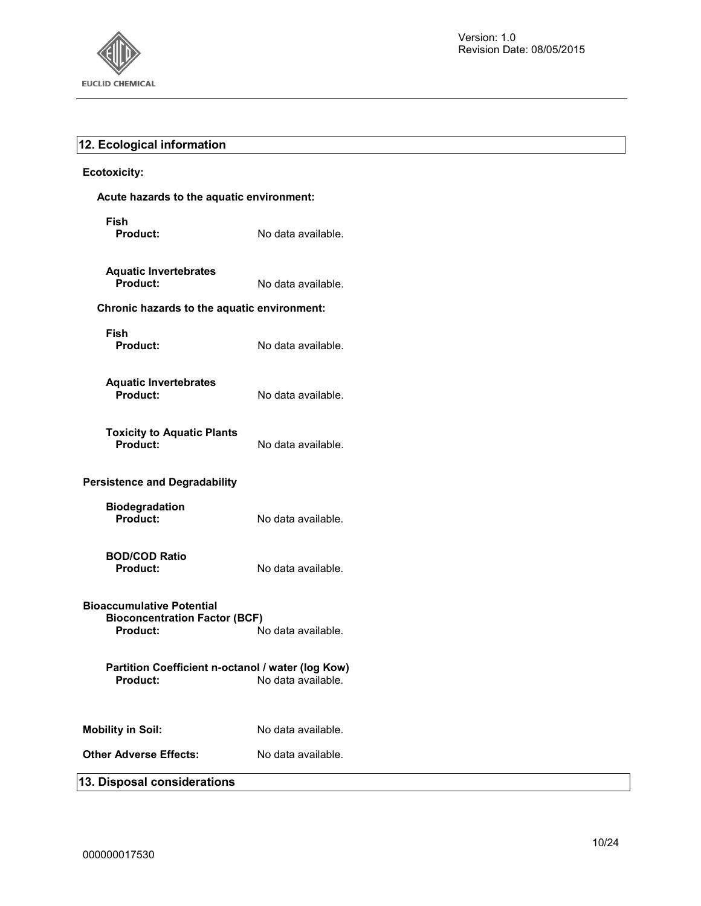## 12. Ecological information

**Ecotoxicity:**

**Acute hazards to the aquatic environment:**

**Fish**
**Product:** No data available.

**Aquatic Invertebrates**
**Product:** No data available.

**Chronic hazards to the aquatic environment:**

**Fish**
**Product:** No data available.

**Aquatic Invertebrates**
**Product:** No data available.

**Toxicity to Aquatic Plants**
**Product:** No data available.

**Persistence and Degradability**

**Biodegradation**
**Product:** No data available.

**BOD/COD Ratio**
**Product:** No data available.

**Bioaccumulative Potential**
**Bioconcentration Factor (BCF)**
**Product:** No data available.

**Partition Coefficient n-octanol / water (log Kow)**
**Product:** No data available.

**Mobility in Soil:** No data available.

**Other Adverse Effects:** No data available.

## 13. Disposal considerations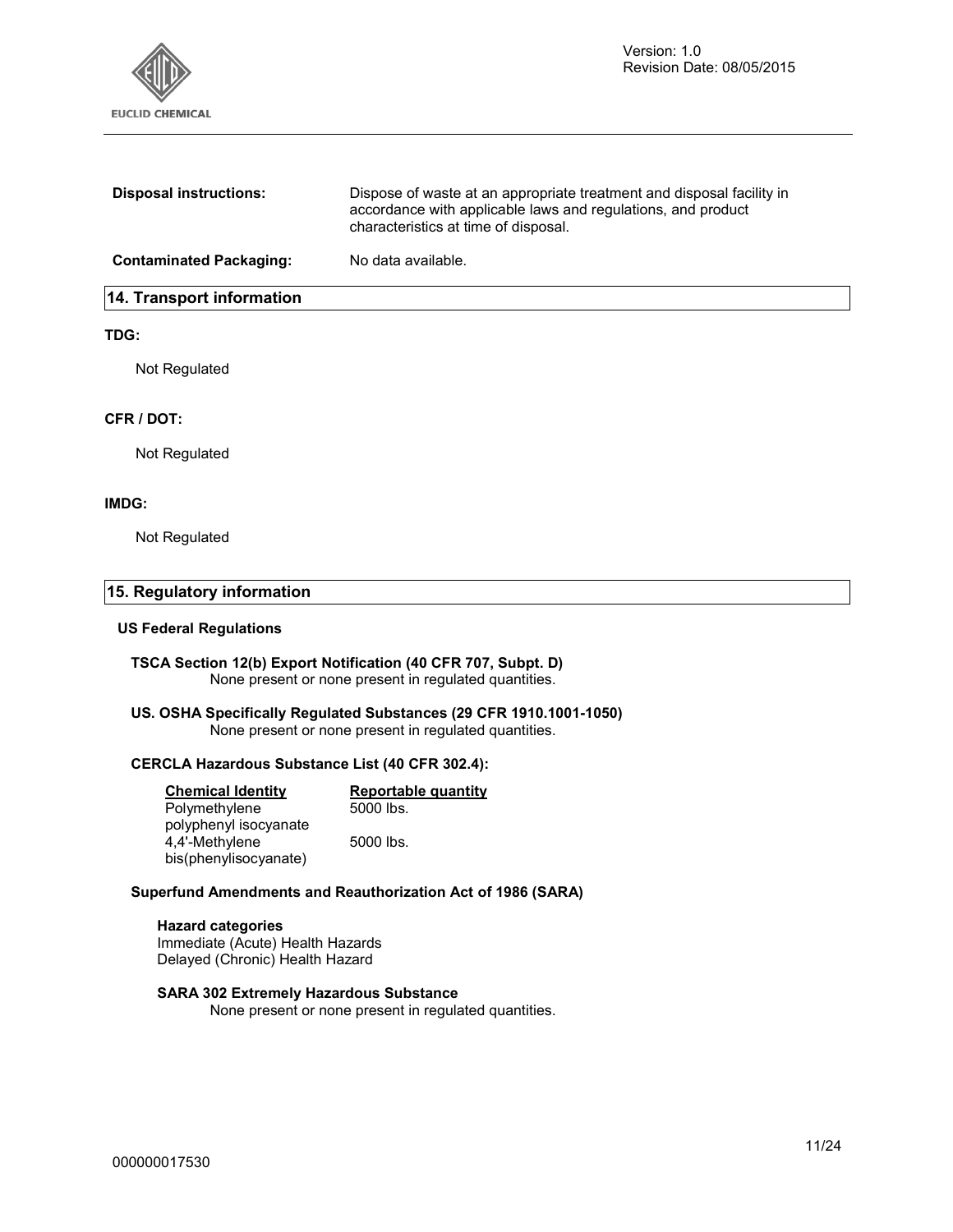**Disposal instructions:** Dispose of waste at an appropriate treatment and disposal facility in accordance with applicable laws and regulations, and product characteristics at time of disposal.

**Contaminated Packaging:** No data available.

## 14. Transport information

**TDG:**

Not Regulated

**CFR / DOT:**

Not Regulated

**IMDG:**

Not Regulated

## 15. Regulatory information

### US Federal Regulations

**TSCA Section 12(b) Export Notification (40 CFR 707, Subpt. D)**
None present or none present in regulated quantities.

**US. OSHA Specifically Regulated Substances (29 CFR 1910.1001-1050)**
None present or none present in regulated quantities.

**CERCLA Hazardous Substance List (40 CFR 302.4):**

| Chemical Identity | Reportable quantity |
| --- | --- |
| Polymethylene polyphenyl isocyanate | 5000 lbs. |
| 4,4'-Methylene bis(phenylisocyanate) | 5000 lbs. |

**Superfund Amendments and Reauthorization Act of 1986 (SARA)**

**Hazard categories**
Immediate (Acute) Health Hazards
Delayed (Chronic) Health Hazard

**SARA 302 Extremely Hazardous Substance**
None present or none present in regulated quantities.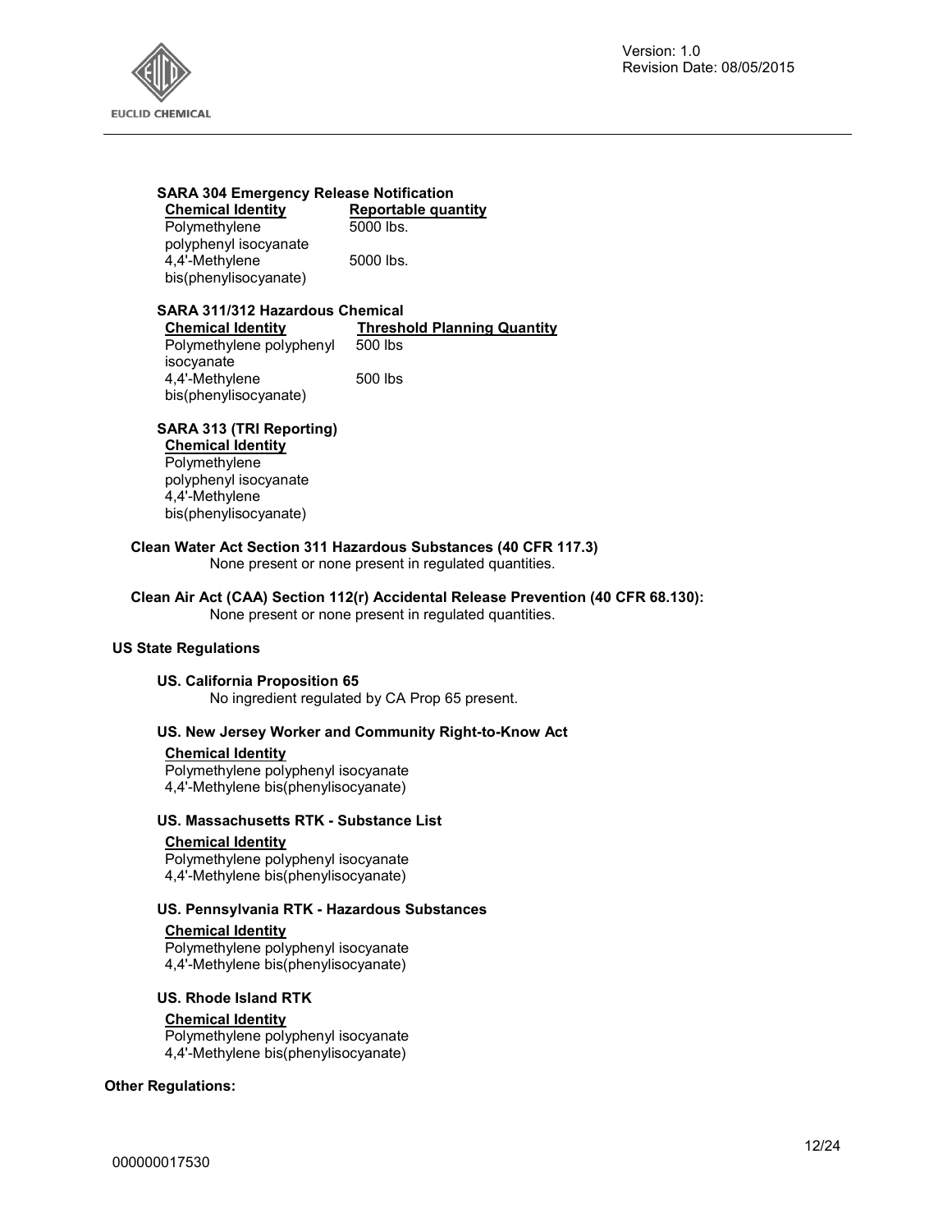**SARA 304 Emergency Release Notification**

| Chemical Identity | Reportable quantity |
| --- | --- |
| Polymethylene polyphenyl isocyanate | 5000 lbs. |
| 4,4'-Methylene bis(phenylisocyanate) | 5000 lbs. |

**SARA 311/312 Hazardous Chemical**

| Chemical Identity | Threshold Planning Quantity |
| --- | --- |
| Polymethylene polyphenyl isocyanate | 500 lbs |
| 4,4'-Methylene bis(phenylisocyanate) | 500 lbs |

**SARA 313 (TRI Reporting)**

**Chemical Identity**

Polymethylene polyphenyl isocyanate
4,4'-Methylene bis(phenylisocyanate)

**Clean Water Act Section 311 Hazardous Substances (40 CFR 117.3)**

None present or none present in regulated quantities.

**Clean Air Act (CAA) Section 112(r) Accidental Release Prevention (40 CFR 68.130):**

None present or none present in regulated quantities.

**US State Regulations**

**US. California Proposition 65**

No ingredient regulated by CA Prop 65 present.

**US. New Jersey Worker and Community Right-to-Know Act**

**Chemical Identity**

Polymethylene polyphenyl isocyanate
4,4'-Methylene bis(phenylisocyanate)

**US. Massachusetts RTK - Substance List**

**Chemical Identity**

Polymethylene polyphenyl isocyanate
4,4'-Methylene bis(phenylisocyanate)

**US. Pennsylvania RTK - Hazardous Substances**

**Chemical Identity**

Polymethylene polyphenyl isocyanate
4,4'-Methylene bis(phenylisocyanate)

**US. Rhode Island RTK**

**Chemical Identity**

Polymethylene polyphenyl isocyanate
4,4'-Methylene bis(phenylisocyanate)

**Other Regulations:**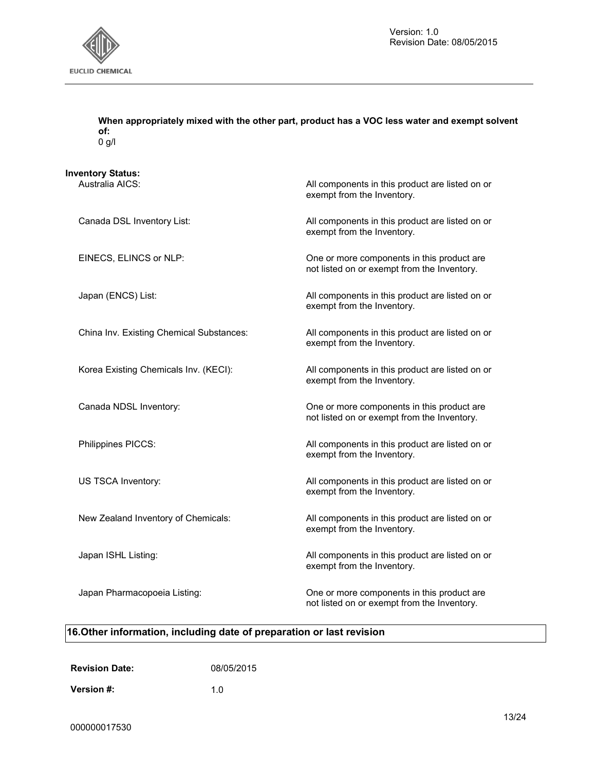**When appropriately mixed with the other part, product has a VOC less water and exempt solvent of:**
0 g/l

**Inventory Status:**

| | |
|---|---|
| Australia AICS: | All components in this product are listed on or exempt from the Inventory. |
| Canada DSL Inventory List: | All components in this product are listed on or exempt from the Inventory. |
| EINECS, ELINCS or NLP: | One or more components in this product are not listed on or exempt from the Inventory. |
| Japan (ENCS) List: | All components in this product are listed on or exempt from the Inventory. |
| China Inv. Existing Chemical Substances: | All components in this product are listed on or exempt from the Inventory. |
| Korea Existing Chemicals Inv. (KECI): | All components in this product are listed on or exempt from the Inventory. |
| Canada NDSL Inventory: | One or more components in this product are not listed on or exempt from the Inventory. |
| Philippines PICCS: | All components in this product are listed on or exempt from the Inventory. |
| US TSCA Inventory: | All components in this product are listed on or exempt from the Inventory. |
| New Zealand Inventory of Chemicals: | All components in this product are listed on or exempt from the Inventory. |
| Japan ISHL Listing: | All components in this product are listed on or exempt from the Inventory. |
| Japan Pharmacopoeia Listing: | One or more components in this product are not listed on or exempt from the Inventory. |

## 16.Other information, including date of preparation or last revision

**Revision Date:** 08/05/2015

**Version #:** 1.0

000000017530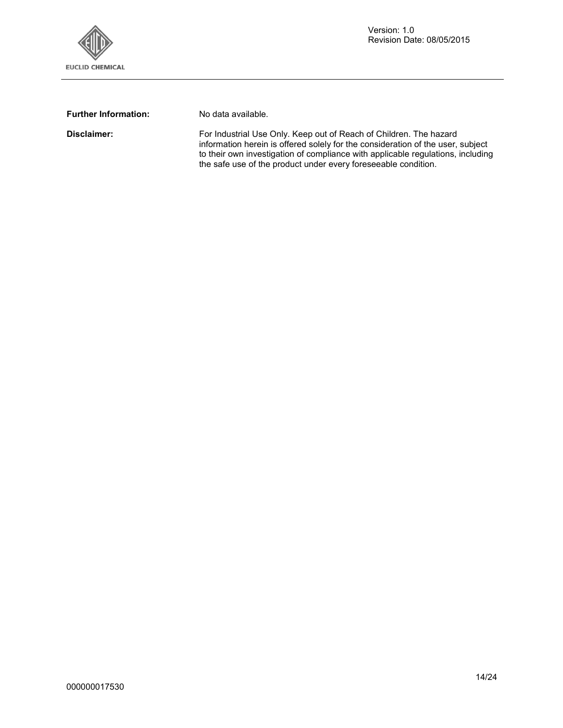**Further Information:** No data available.

**Disclaimer:** For Industrial Use Only. Keep out of Reach of Children. The hazard information herein is offered solely for the consideration of the user, subject to their own investigation of compliance with applicable regulations, including the safe use of the product under every foreseeable condition.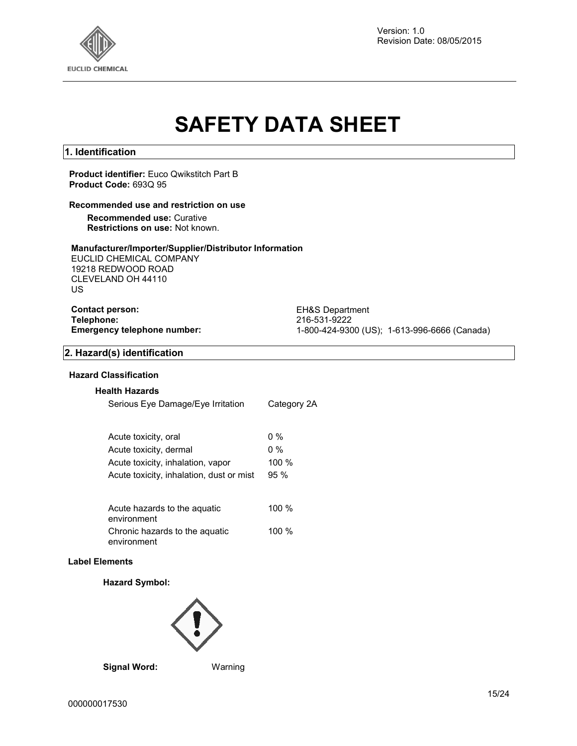Version: 1.0
Revision Date: 08/05/2015

# SAFETY DATA SHEET

## 1. Identification

**Product identifier:** Euco Qwikstitch Part B
**Product Code:** 693Q 95

**Recommended use and restriction on use**

**Recommended use:** Curative
**Restrictions on use:** Not known.

**Manufacturer/Importer/Supplier/Distributor Information**

EUCLID CHEMICAL COMPANY
19218 REDWOOD ROAD
CLEVELAND OH 44110
US

| | |
|---|---|
| **Contact person:** | EH&S Department |
| **Telephone:** | 216-531-9222 |
| **Emergency telephone number:** | 1-800-424-9300 (US); 1-613-996-6666 (Canada) |

## 2. Hazard(s) identification

**Hazard Classification**

**Health Hazards**

| | |
|---|---|
| Serious Eye Damage/Eye Irritation | Category 2A |

| | |
|---|---|
| Acute toxicity, oral | 0 % |
| Acute toxicity, dermal | 0 % |
| Acute toxicity, inhalation, vapor | 100 % |
| Acute toxicity, inhalation, dust or mist | 95 % |

| | |
|---|---|
| Acute hazards to the aquatic environment | 100 % |
| Chronic hazards to the aquatic environment | 100 % |

**Label Elements**

**Hazard Symbol:**

**Signal Word:** Warning

000000017530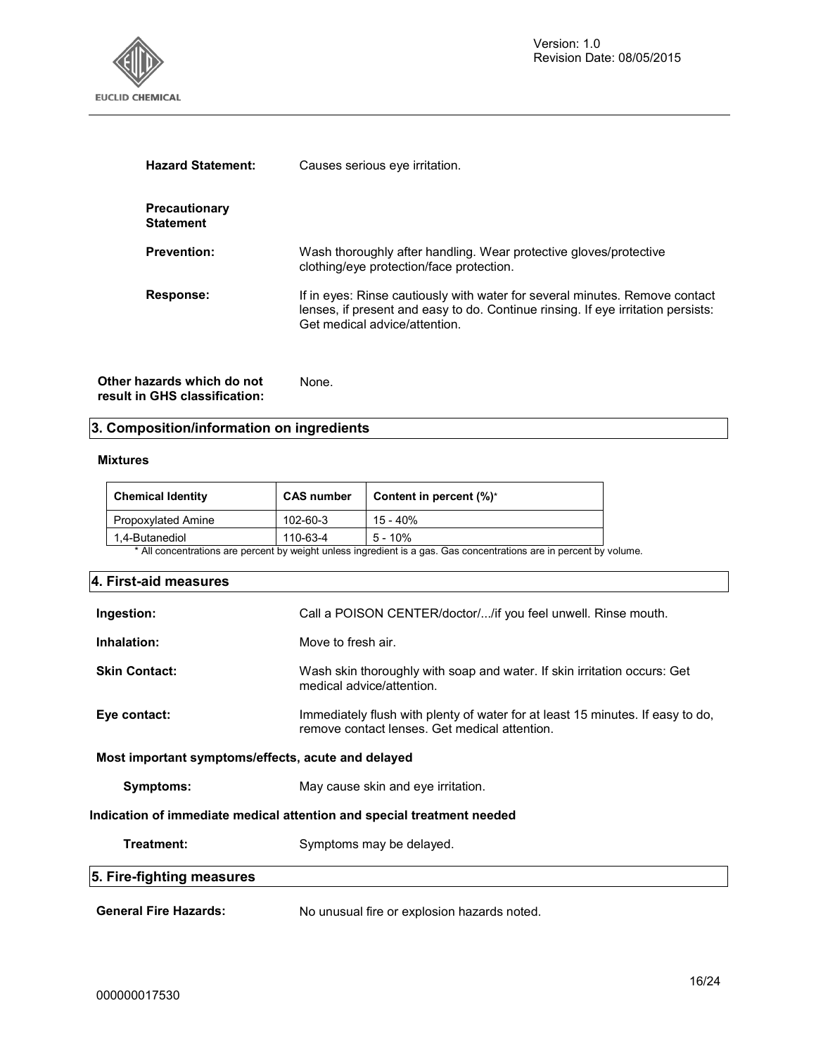**Hazard Statement:** Causes serious eye irritation.

**Precautionary Statement**

**Prevention:** Wash thoroughly after handling. Wear protective gloves/protective clothing/eye protection/face protection.

**Response:** If in eyes: Rinse cautiously with water for several minutes. Remove contact lenses, if present and easy to do. Continue rinsing. If eye irritation persists: Get medical advice/attention.

**Other hazards which do not result in GHS classification:** None.

## 3. Composition/information on ingredients

**Mixtures**

| Chemical Identity | CAS number | Content in percent (%)* |
|---|---|---|
| Propoxylated Amine | 102-60-3 | 15 - 40% |
| 1,4-Butanediol | 110-63-4 | 5 - 10% |

\* All concentrations are percent by weight unless ingredient is a gas. Gas concentrations are in percent by volume.

## 4. First-aid measures

**Ingestion:** Call a POISON CENTER/doctor/.../if you feel unwell. Rinse mouth.

**Inhalation:** Move to fresh air.

**Skin Contact:** Wash skin thoroughly with soap and water. If skin irritation occurs: Get medical advice/attention.

**Eye contact:** Immediately flush with plenty of water for at least 15 minutes. If easy to do, remove contact lenses. Get medical attention.

**Most important symptoms/effects, acute and delayed**

**Symptoms:** May cause skin and eye irritation.

**Indication of immediate medical attention and special treatment needed**

**Treatment:** Symptoms may be delayed.

## 5. Fire-fighting measures

**General Fire Hazards:** No unusual fire or explosion hazards noted.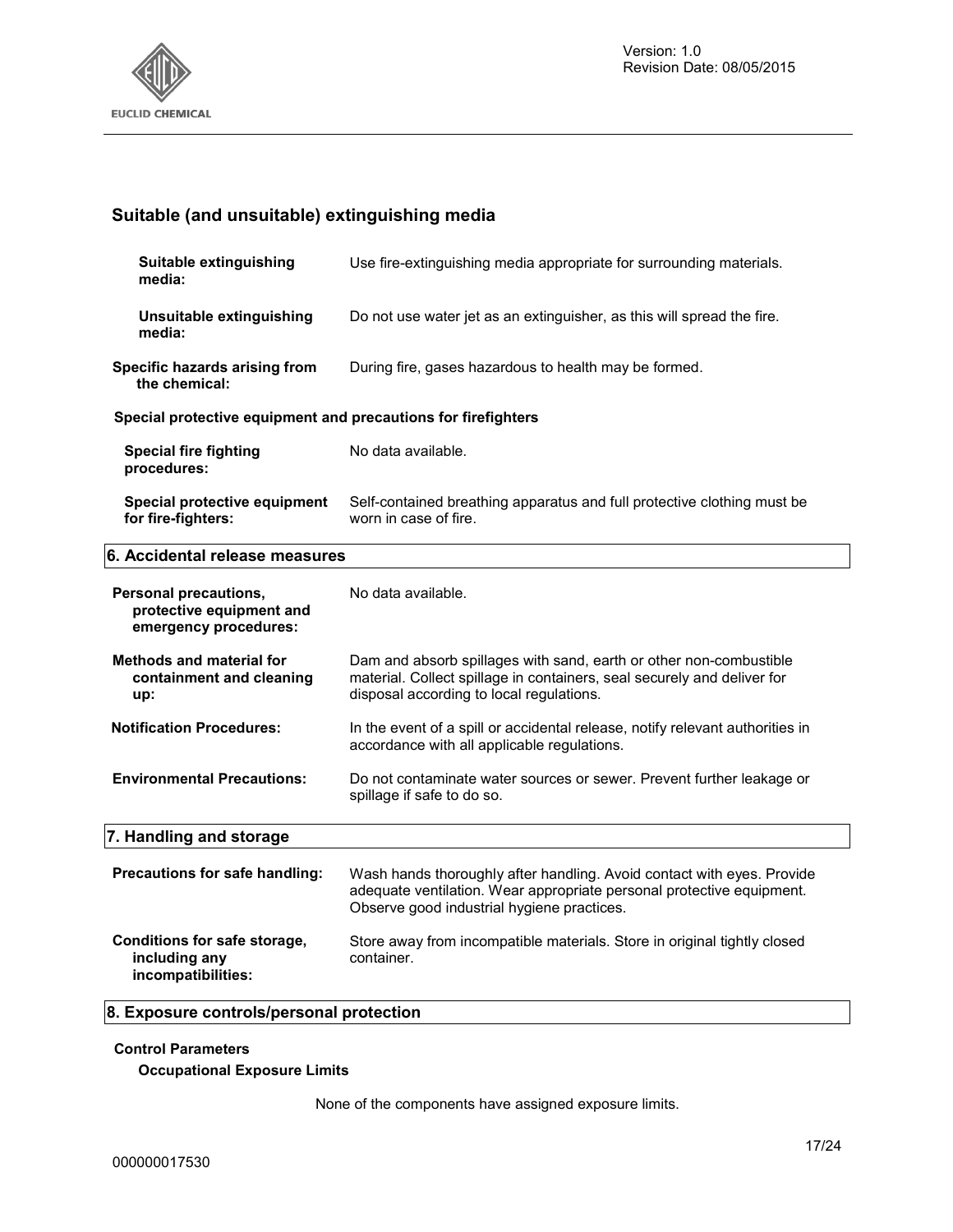## Suitable (and unsuitable) extinguishing media

| | |
|---|---|
| **Suitable extinguishing media:** | Use fire-extinguishing media appropriate for surrounding materials. |
| **Unsuitable extinguishing media:** | Do not use water jet as an extinguisher, as this will spread the fire. |
| **Specific hazards arising from the chemical:** | During fire, gases hazardous to health may be formed. |

**Special protective equipment and precautions for firefighters**

| | |
|---|---|
| **Special fire fighting procedures:** | No data available. |
| **Special protective equipment for fire-fighters:** | Self-contained breathing apparatus and full protective clothing must be worn in case of fire. |

## 6. Accidental release measures

| | |
|---|---|
| **Personal precautions, protective equipment and emergency procedures:** | No data available. |
| **Methods and material for containment and cleaning up:** | Dam and absorb spillages with sand, earth or other non-combustible material. Collect spillage in containers, seal securely and deliver for disposal according to local regulations. |
| **Notification Procedures:** | In the event of a spill or accidental release, notify relevant authorities in accordance with all applicable regulations. |
| **Environmental Precautions:** | Do not contaminate water sources or sewer. Prevent further leakage or spillage if safe to do so. |

## 7. Handling and storage

| | |
|---|---|
| **Precautions for safe handling:** | Wash hands thoroughly after handling. Avoid contact with eyes. Provide adequate ventilation. Wear appropriate personal protective equipment. Observe good industrial hygiene practices. |
| **Conditions for safe storage, including any incompatibilities:** | Store away from incompatible materials. Store in original tightly closed container. |

## 8. Exposure controls/personal protection

**Control Parameters**

**Occupational Exposure Limits**

None of the components have assigned exposure limits.

000000017530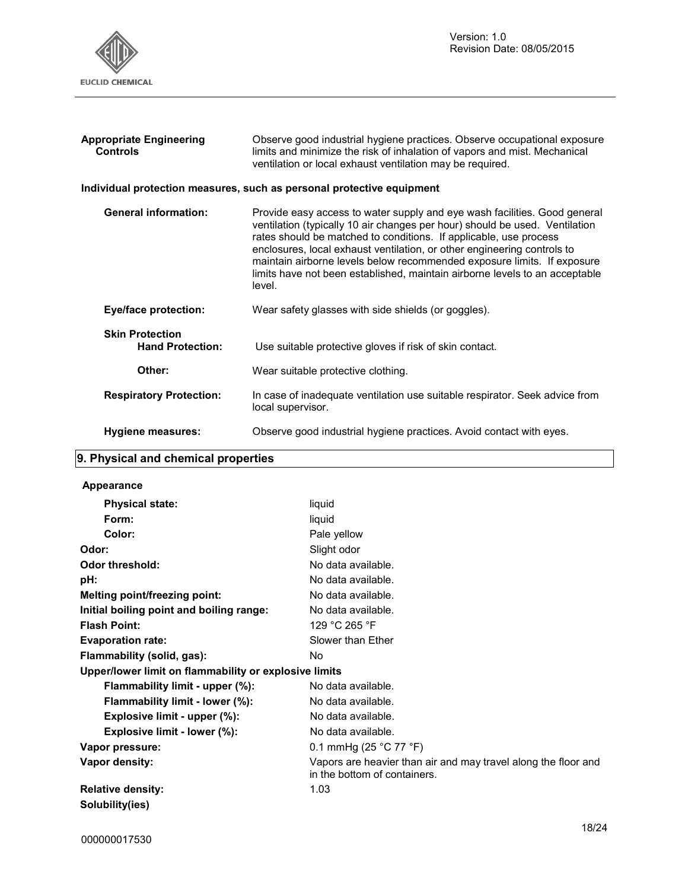| | |
|---|---|
| **Appropriate Engineering Controls** | Observe good industrial hygiene practices. Observe occupational exposure limits and minimize the risk of inhalation of vapors and mist. Mechanical ventilation or local exhaust ventilation may be required. |

**Individual protection measures, such as personal protective equipment**

| | |
|---|---|
| **General information:** | Provide easy access to water supply and eye wash facilities. Good general ventilation (typically 10 air changes per hour) should be used. Ventilation rates should be matched to conditions. If applicable, use process enclosures, local exhaust ventilation, or other engineering controls to maintain airborne levels below recommended exposure limits. If exposure limits have not been established, maintain airborne levels to an acceptable level. |
| **Eye/face protection:** | Wear safety glasses with side shields (or goggles). |
| **Skin Protection** | |
| **Hand Protection:** | Use suitable protective gloves if risk of skin contact. |
| **Other:** | Wear suitable protective clothing. |
| **Respiratory Protection:** | In case of inadequate ventilation use suitable respirator. Seek advice from local supervisor. |
| **Hygiene measures:** | Observe good industrial hygiene practices. Avoid contact with eyes. |

## 9. Physical and chemical properties

| | |
|---|---|
| **Appearance** | |
| **Physical state:** | liquid |
| **Form:** | liquid |
| **Color:** | Pale yellow |
| **Odor:** | Slight odor |
| **Odor threshold:** | No data available. |
| **pH:** | No data available. |
| **Melting point/freezing point:** | No data available. |
| **Initial boiling point and boiling range:** | No data available. |
| **Flash Point:** | 129 °C 265 °F |
| **Evaporation rate:** | Slower than Ether |
| **Flammability (solid, gas):** | No |
| **Upper/lower limit on flammability or explosive limits** | |
| **Flammability limit - upper (%):** | No data available. |
| **Flammability limit - lower (%):** | No data available. |
| **Explosive limit - upper (%):** | No data available. |
| **Explosive limit - lower (%):** | No data available. |
| **Vapor pressure:** | 0.1 mmHg (25 °C 77 °F) |
| **Vapor density:** | Vapors are heavier than air and may travel along the floor and in the bottom of containers. |
| **Relative density:** | 1.03 |
| **Solubility(ies)** | |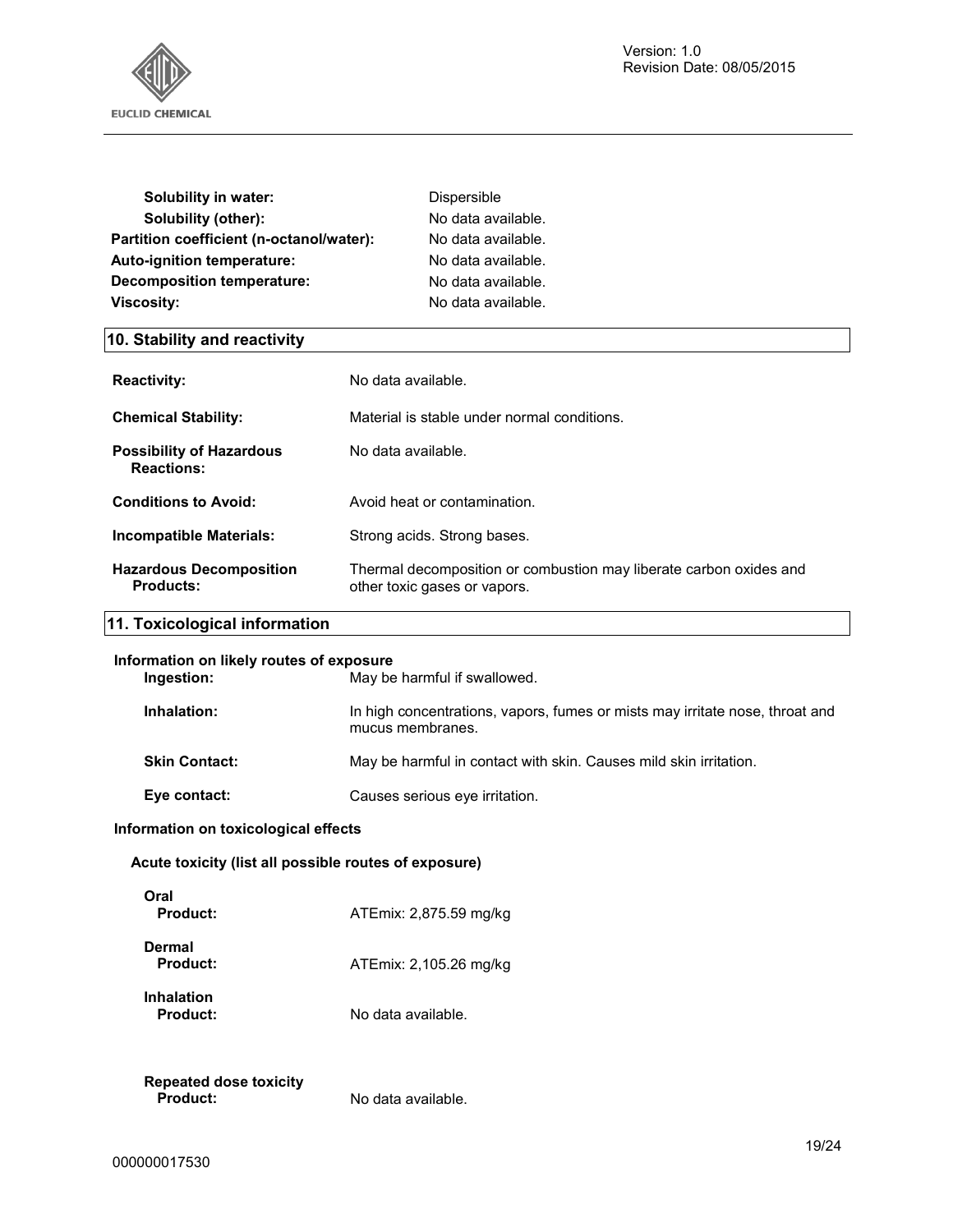| | |
|---|---|
| **Solubility in water:** | Dispersible |
| **Solubility (other):** | No data available. |
| **Partition coefficient (n-octanol/water):** | No data available. |
| **Auto-ignition temperature:** | No data available. |
| **Decomposition temperature:** | No data available. |
| **Viscosity:** | No data available. |

## 10. Stability and reactivity

| | |
|---|---|
| **Reactivity:** | No data available. |
| **Chemical Stability:** | Material is stable under normal conditions. |
| **Possibility of Hazardous Reactions:** | No data available. |
| **Conditions to Avoid:** | Avoid heat or contamination. |
| **Incompatible Materials:** | Strong acids. Strong bases. |
| **Hazardous Decomposition Products:** | Thermal decomposition or combustion may liberate carbon oxides and other toxic gases or vapors. |

## 11. Toxicological information

**Information on likely routes of exposure**

| | |
|---|---|
| **Ingestion:** | May be harmful if swallowed. |
| **Inhalation:** | In high concentrations, vapors, fumes or mists may irritate nose, throat and mucus membranes. |
| **Skin Contact:** | May be harmful in contact with skin. Causes mild skin irritation. |
| **Eye contact:** | Causes serious eye irritation. |

**Information on toxicological effects**

**Acute toxicity (list all possible routes of exposure)**

**Oral**

| | |
|---|---|
| **Product:** | ATEmix: 2,875.59 mg/kg |

**Dermal**

| | |
|---|---|
| **Product:** | ATEmix: 2,105.26 mg/kg |

**Inhalation**

| | |
|---|---|
| **Product:** | No data available. |

**Repeated dose toxicity**

| | |
|---|---|
| **Product:** | No data available. |

000000017530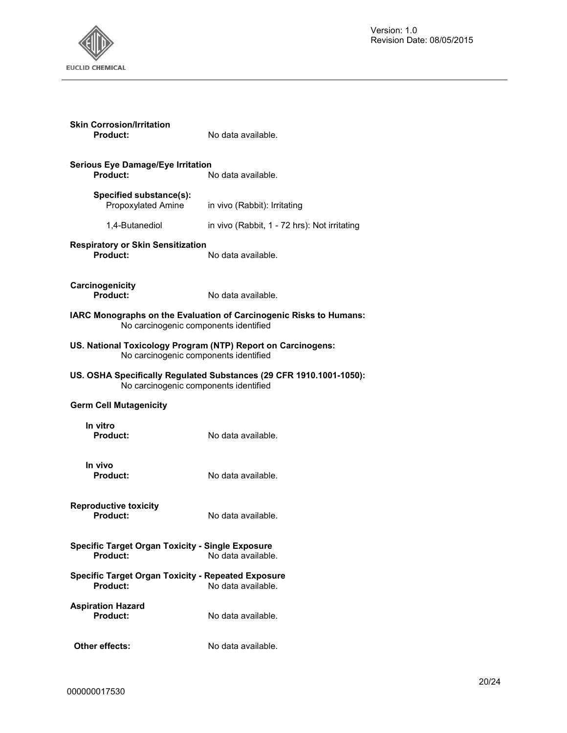**Skin Corrosion/Irritation**

**Product:** No data available.

**Serious Eye Damage/Eye Irritation**

**Product:** No data available.

**Specified substance(s):**

| | |
|---|---|
| Propoxylated Amine | in vivo (Rabbit): Irritating |
| 1,4-Butanediol | in vivo (Rabbit, 1 - 72 hrs): Not irritating |

**Respiratory or Skin Sensitization**

**Product:** No data available.

**Carcinogenicity**

**Product:** No data available.

**IARC Monographs on the Evaluation of Carcinogenic Risks to Humans:**
No carcinogenic components identified

**US. National Toxicology Program (NTP) Report on Carcinogens:**
No carcinogenic components identified

**US. OSHA Specifically Regulated Substances (29 CFR 1910.1001-1050):**
No carcinogenic components identified

**Germ Cell Mutagenicity**

**In vitro**

**Product:** No data available.

**In vivo**

**Product:** No data available.

**Reproductive toxicity**

**Product:** No data available.

**Specific Target Organ Toxicity - Single Exposure**

**Product:** No data available.

**Specific Target Organ Toxicity - Repeated Exposure**

**Product:** No data available.

**Aspiration Hazard**

**Product:** No data available.

**Other effects:** No data available.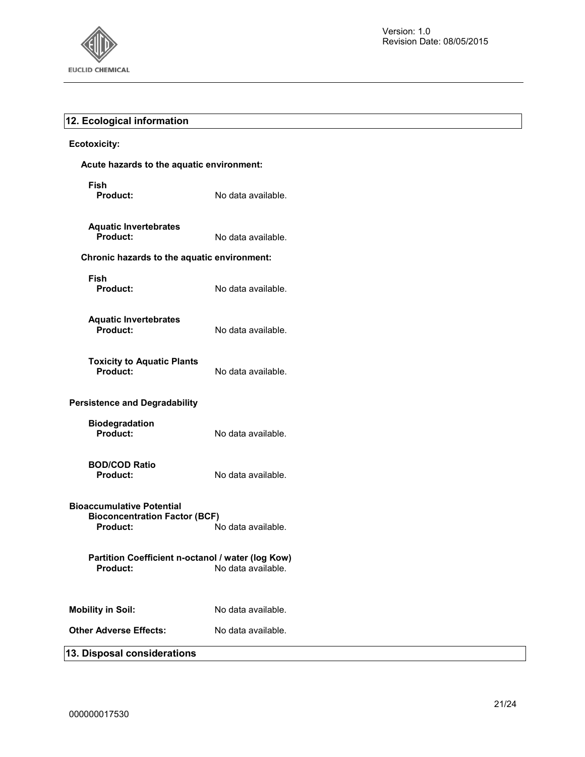## 12. Ecological information

**Ecotoxicity:**

**Acute hazards to the aquatic environment:**

**Fish**
**Product:** No data available.

**Aquatic Invertebrates**
**Product:** No data available.

**Chronic hazards to the aquatic environment:**

**Fish**
**Product:** No data available.

**Aquatic Invertebrates**
**Product:** No data available.

**Toxicity to Aquatic Plants**
**Product:** No data available.

**Persistence and Degradability**

**Biodegradation**
**Product:** No data available.

**BOD/COD Ratio**
**Product:** No data available.

**Bioaccumulative Potential**
**Bioconcentration Factor (BCF)**
**Product:** No data available.

**Partition Coefficient n-octanol / water (log Kow)**
**Product:** No data available.

**Mobility in Soil:** No data available.

**Other Adverse Effects:** No data available.

## 13. Disposal considerations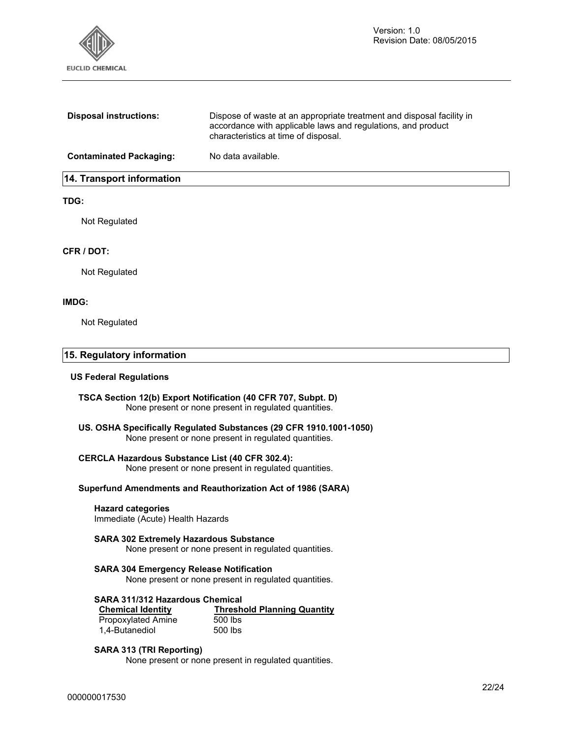**Disposal instructions:** Dispose of waste at an appropriate treatment and disposal facility in accordance with applicable laws and regulations, and product characteristics at time of disposal.

**Contaminated Packaging:** No data available.

## 14. Transport information

**TDG:**

Not Regulated

**CFR / DOT:**

Not Regulated

**IMDG:**

Not Regulated

## 15. Regulatory information

### US Federal Regulations

**TSCA Section 12(b) Export Notification (40 CFR 707, Subpt. D)**
None present or none present in regulated quantities.

**US. OSHA Specifically Regulated Substances (29 CFR 1910.1001-1050)**
None present or none present in regulated quantities.

**CERCLA Hazardous Substance List (40 CFR 302.4):**
None present or none present in regulated quantities.

**Superfund Amendments and Reauthorization Act of 1986 (SARA)**

**Hazard categories**
Immediate (Acute) Health Hazards

**SARA 302 Extremely Hazardous Substance**
None present or none present in regulated quantities.

**SARA 304 Emergency Release Notification**
None present or none present in regulated quantities.

**SARA 311/312 Hazardous Chemical**

| Chemical Identity | Threshold Planning Quantity |
|---|---|
| Propoxylated Amine | 500 lbs |
| 1,4-Butanediol | 500 lbs |

**SARA 313 (TRI Reporting)**
None present or none present in regulated quantities.

000000017530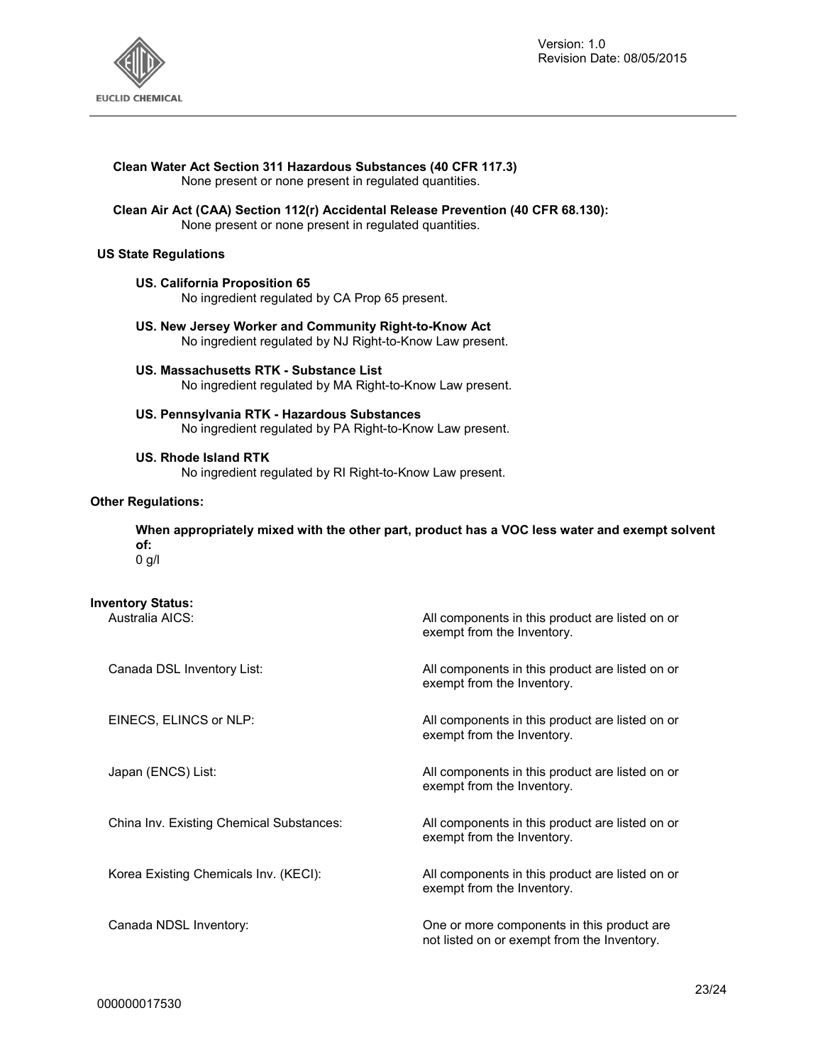**Clean Water Act Section 311 Hazardous Substances (40 CFR 117.3)**
None present or none present in regulated quantities.

**Clean Air Act (CAA) Section 112(r) Accidental Release Prevention (40 CFR 68.130):**
None present or none present in regulated quantities.

### US State Regulations

**US. California Proposition 65**
No ingredient regulated by CA Prop 65 present.

**US. New Jersey Worker and Community Right-to-Know Act**
No ingredient regulated by NJ Right-to-Know Law present.

**US. Massachusetts RTK - Substance List**
No ingredient regulated by MA Right-to-Know Law present.

**US. Pennsylvania RTK - Hazardous Substances**
No ingredient regulated by PA Right-to-Know Law present.

**US. Rhode Island RTK**
No ingredient regulated by RI Right-to-Know Law present.

### Other Regulations:

**When appropriately mixed with the other part, product has a VOC less water and exempt solvent of:**
0 g/l

### Inventory Status:

| | |
|---|---|
| Australia AICS: | All components in this product are listed on or exempt from the Inventory. |
| Canada DSL Inventory List: | All components in this product are listed on or exempt from the Inventory. |
| EINECS, ELINCS or NLP: | All components in this product are listed on or exempt from the Inventory. |
| Japan (ENCS) List: | All components in this product are listed on or exempt from the Inventory. |
| China Inv. Existing Chemical Substances: | All components in this product are listed on or exempt from the Inventory. |
| Korea Existing Chemicals Inv. (KECI): | All components in this product are listed on or exempt from the Inventory. |
| Canada NDSL Inventory: | One or more components in this product are not listed on or exempt from the Inventory. |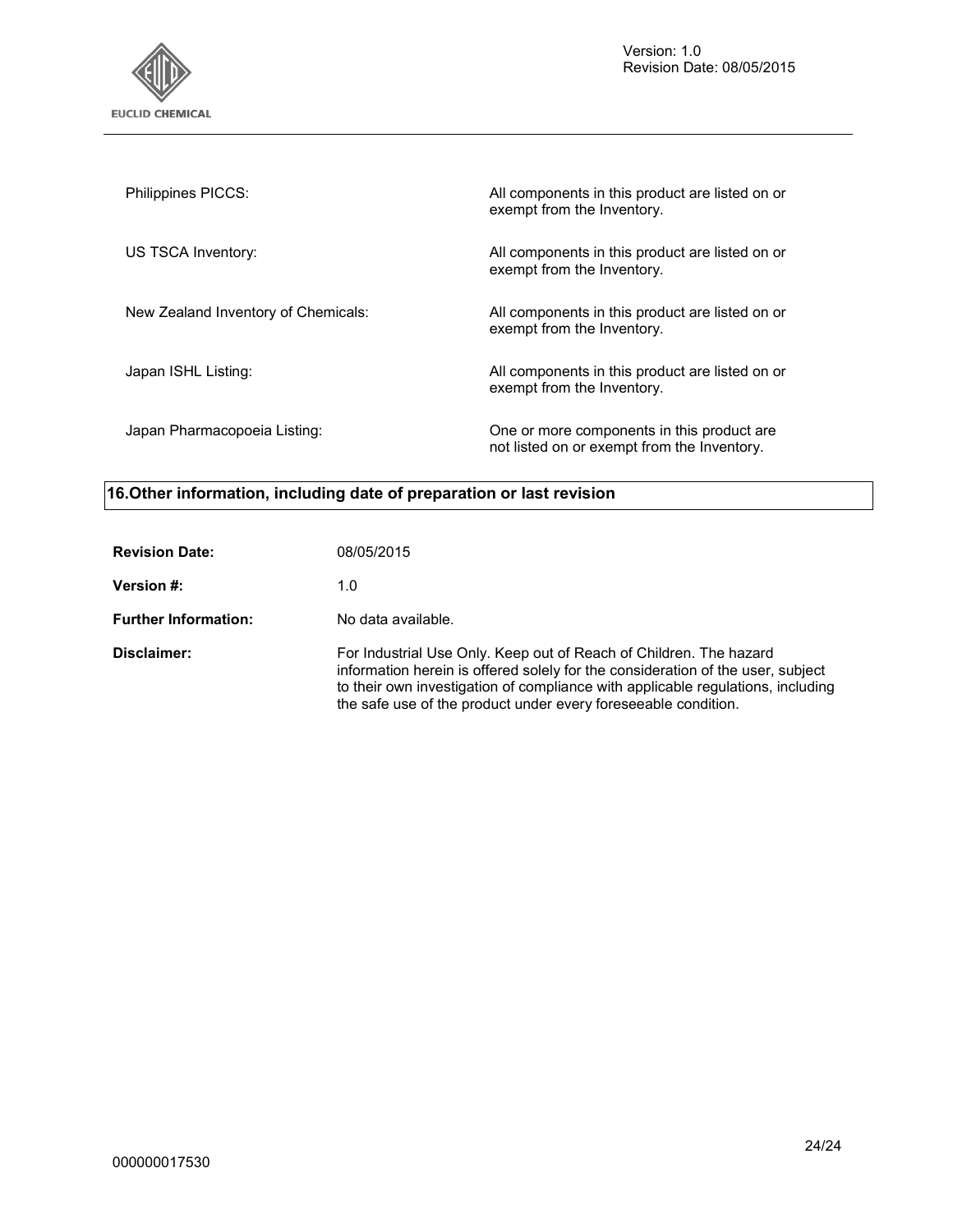| | |
|---|---|
| Philippines PICCS: | All components in this product are listed on or exempt from the Inventory. |
| US TSCA Inventory: | All components in this product are listed on or exempt from the Inventory. |
| New Zealand Inventory of Chemicals: | All components in this product are listed on or exempt from the Inventory. |
| Japan ISHL Listing: | All components in this product are listed on or exempt from the Inventory. |
| Japan Pharmacopoeia Listing: | One or more components in this product are not listed on or exempt from the Inventory. |

## 16.Other information, including date of preparation or last revision

**Revision Date:** 08/05/2015

**Version #:** 1.0

**Further Information:** No data available.

**Disclaimer:** For Industrial Use Only. Keep out of Reach of Children. The hazard information herein is offered solely for the consideration of the user, subject to their own investigation of compliance with applicable regulations, including the safe use of the product under every foreseeable condition.

000000017530